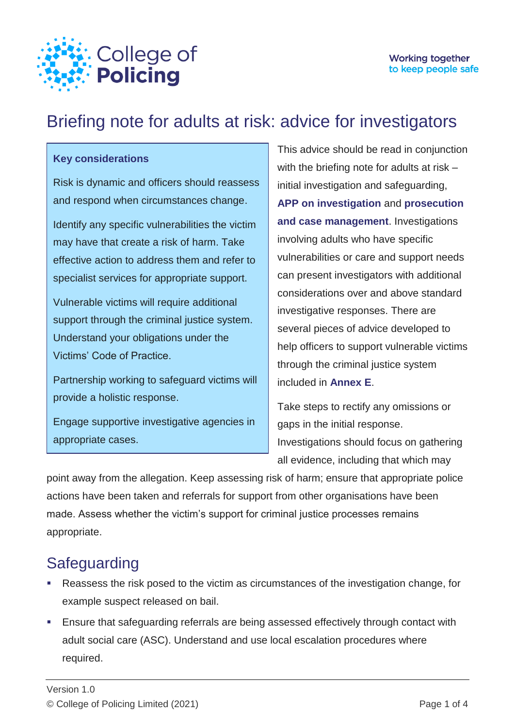College of **Policing**

Working together to keep people safe

# Briefing note for adults at risk: advice for investigators

**Key considerations**

Risk is dynamic and officers should reassess and respond when circumstances change.

Identify any specific vulnerabilities the victim may have that create a risk of harm. Take effective action to address them and refer to specialist services for appropriate support.

Vulnerable victims will require additional support through the criminal justice system. Understand your obligations under the Victims' Code of Practice.

Partnership working to safeguard victims will provide a holistic response.

Engage supportive investigative agencies in appropriate cases.

This advice should be read in conjunction with the briefing note for adults at risk – initial investigation and safeguarding, **APP on investigation** and **prosecution and case management**. Investigations involving adults who have specific vulnerabilities or care and support needs can present investigators with additional considerations over and above standard investigative responses. There are several pieces of advice developed to help officers to support vulnerable victims through the criminal justice system included in **Annex E**.

Take steps to rectify any omissions or gaps in the initial response. Investigations should focus on gathering all evidence, including that which may point away from the allegation. Keep assessing risk of harm; ensure that appropriate police actions have been taken and referrals for support from other organisations have been made. Assess whether the victim's support for criminal justice processes remains appropriate.

## Safeguarding

- Reassess the risk posed to the victim as circumstances of the investigation change, for example suspect released on bail.
- Ensure that safeguarding referrals are being assessed effectively through contact with adult social care (ASC). Understand and use local escalation procedures where required.

Version 1.0

© College of Policing Limited (2021)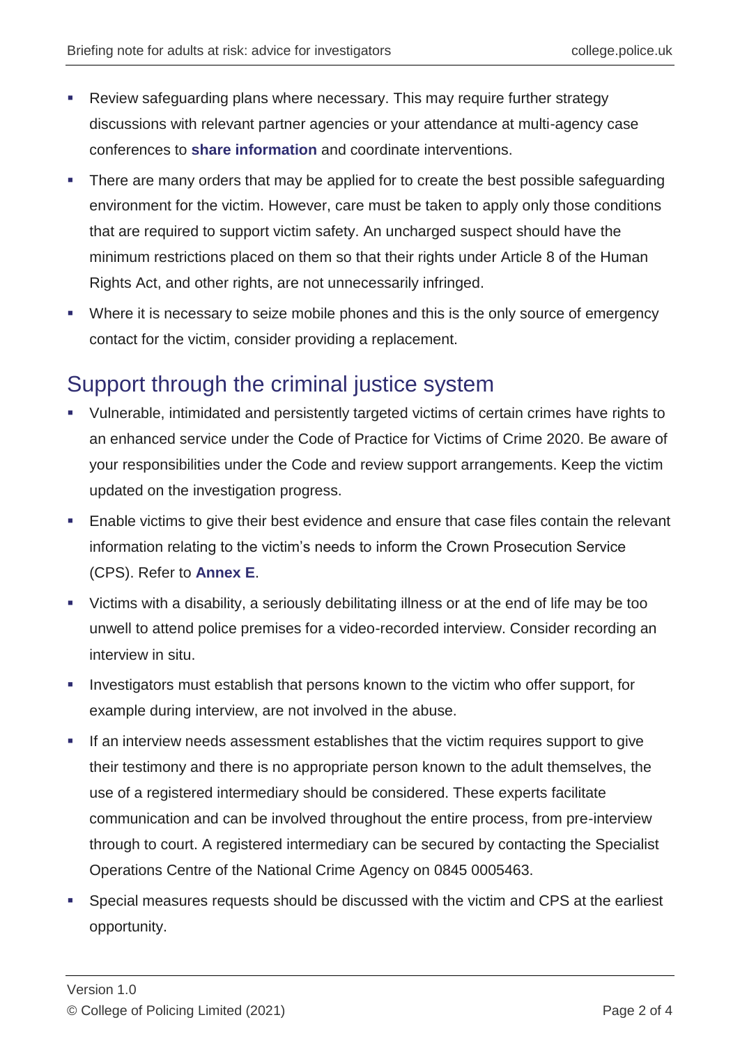- Review safeguarding plans where necessary. This may require further strategy discussions with relevant partner agencies or your attendance at multi-agency case conferences to **share information** and coordinate interventions.
- There are many orders that may be applied for to create the best possible safeguarding environment for the victim. However, care must be taken to apply only those conditions that are required to support victim safety. An uncharged suspect should have the minimum restrictions placed on them so that their rights under Article 8 of the Human Rights Act, and other rights, are not unnecessarily infringed.
- Where it is necessary to seize mobile phones and this is the only source of emergency contact for the victim, consider providing a replacement.

## Support through the criminal justice system

- Vulnerable, intimidated and persistently targeted victims of certain crimes have rights to an enhanced service under the Code of Practice for Victims of Crime 2020. Be aware of your responsibilities under the Code and review support arrangements. Keep the victim updated on the investigation progress.
- Enable victims to give their best evidence and ensure that case files contain the relevant information relating to the victim's needs to inform the Crown Prosecution Service (CPS). Refer to **Annex E**.
- Victims with a disability, a seriously debilitating illness or at the end of life may be too unwell to attend police premises for a video-recorded interview. Consider recording an interview in situ.
- Investigators must establish that persons known to the victim who offer support, for example during interview, are not involved in the abuse.
- If an interview needs assessment establishes that the victim requires support to give their testimony and there is no appropriate person known to the adult themselves, the use of a registered intermediary should be considered. These experts facilitate communication and can be involved throughout the entire process, from pre-interview through to court. A registered intermediary can be secured by contacting the Specialist Operations Centre of the National Crime Agency on 0845 0005463.
- Special measures requests should be discussed with the victim and CPS at the earliest opportunity.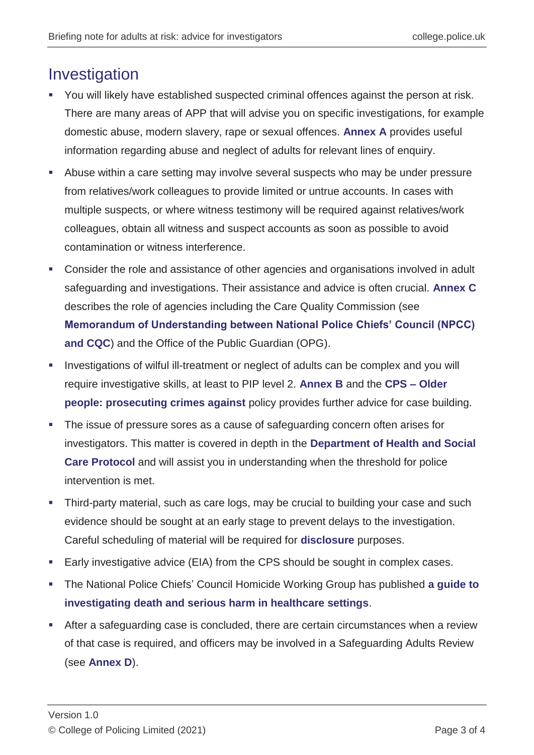## Investigation

- You will likely have established suspected criminal offences against the person at risk. There are many areas of APP that will advise you on specific investigations, for example domestic abuse, modern slavery, rape or sexual offences. **Annex A** provides useful information regarding abuse and neglect of adults for relevant lines of enquiry.
- Abuse within a care setting may involve several suspects who may be under pressure from relatives/work colleagues to provide limited or untrue accounts. In cases with multiple suspects, or where witness testimony will be required against relatives/work colleagues, obtain all witness and suspect accounts as soon as possible to avoid contamination or witness interference.
- Consider the role and assistance of other agencies and organisations involved in adult safeguarding and investigations. Their assistance and advice is often crucial. **Annex C** describes the role of agencies including the Care Quality Commission (see **Memorandum of Understanding between National Police Chiefs' Council (NPCC) and CQC**) and the Office of the Public Guardian (OPG).
- Investigations of wilful ill-treatment or neglect of adults can be complex and you will require investigative skills, at least to PIP level 2. **Annex B** and the **CPS – Older people: prosecuting crimes against** policy provides further advice for case building.
- The issue of pressure sores as a cause of safeguarding concern often arises for investigators. This matter is covered in depth in the **Department of Health and Social Care Protocol** and will assist you in understanding when the threshold for police intervention is met.
- Third-party material, such as care logs, may be crucial to building your case and such evidence should be sought at an early stage to prevent delays to the investigation. Careful scheduling of material will be required for **disclosure** purposes.
- Early investigative advice (EIA) from the CPS should be sought in complex cases.
- The National Police Chiefs' Council Homicide Working Group has published **a guide to investigating death and serious harm in healthcare settings**.
- After a safeguarding case is concluded, there are certain circumstances when a review of that case is required, and officers may be involved in a Safeguarding Adults Review (see **Annex D**).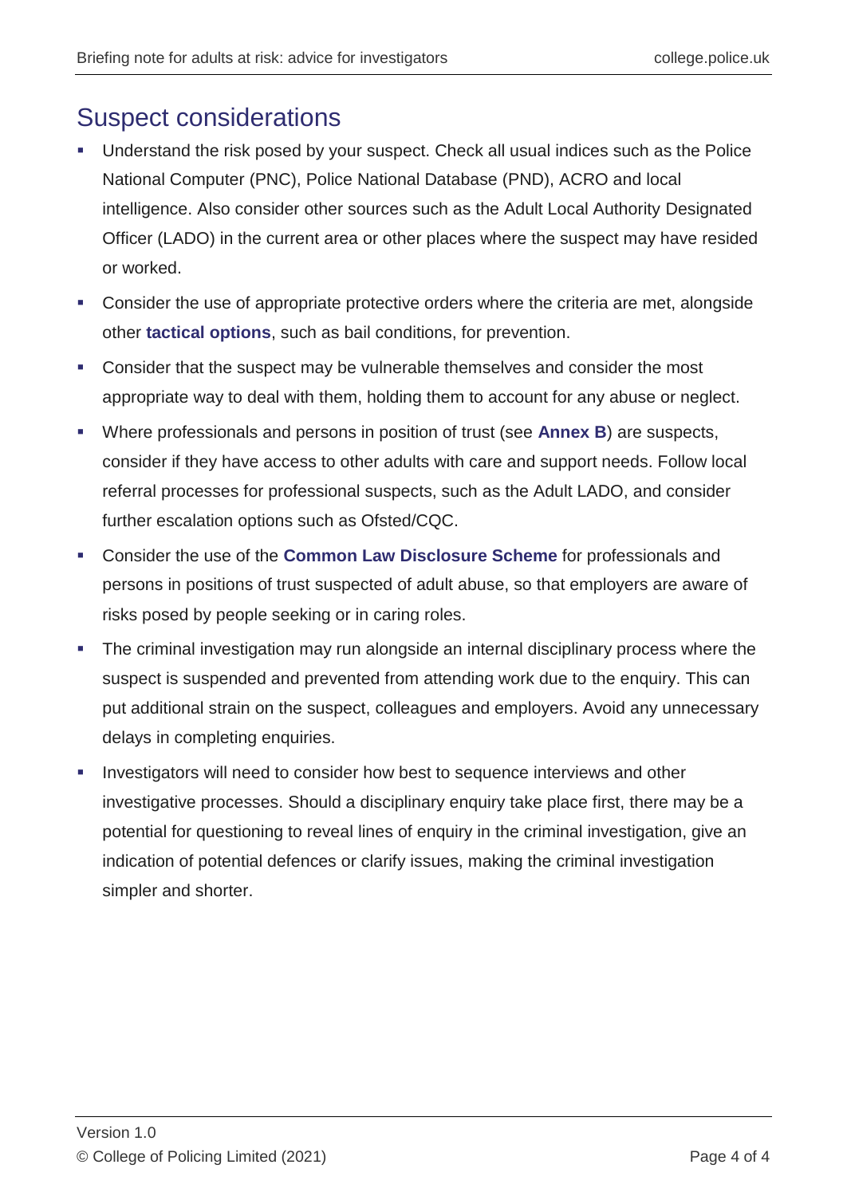## Suspect considerations

- Understand the risk posed by your suspect. Check all usual indices such as the Police National Computer (PNC), Police National Database (PND), ACRO and local intelligence. Also consider other sources such as the Adult Local Authority Designated Officer (LADO) in the current area or other places where the suspect may have resided or worked.
- Consider the use of appropriate protective orders where the criteria are met, alongside other **tactical options**, such as bail conditions, for prevention.
- Consider that the suspect may be vulnerable themselves and consider the most appropriate way to deal with them, holding them to account for any abuse or neglect.
- Where professionals and persons in position of trust (see **Annex B**) are suspects, consider if they have access to other adults with care and support needs. Follow local referral processes for professional suspects, such as the Adult LADO, and consider further escalation options such as Ofsted/CQC.
- Consider the use of the **Common Law Disclosure Scheme** for professionals and persons in positions of trust suspected of adult abuse, so that employers are aware of risks posed by people seeking or in caring roles.
- The criminal investigation may run alongside an internal disciplinary process where the suspect is suspended and prevented from attending work due to the enquiry. This can put additional strain on the suspect, colleagues and employers. Avoid any unnecessary delays in completing enquiries.
- Investigators will need to consider how best to sequence interviews and other investigative processes. Should a disciplinary enquiry take place first, there may be a potential for questioning to reveal lines of enquiry in the criminal investigation, give an indication of potential defences or clarify issues, making the criminal investigation simpler and shorter.